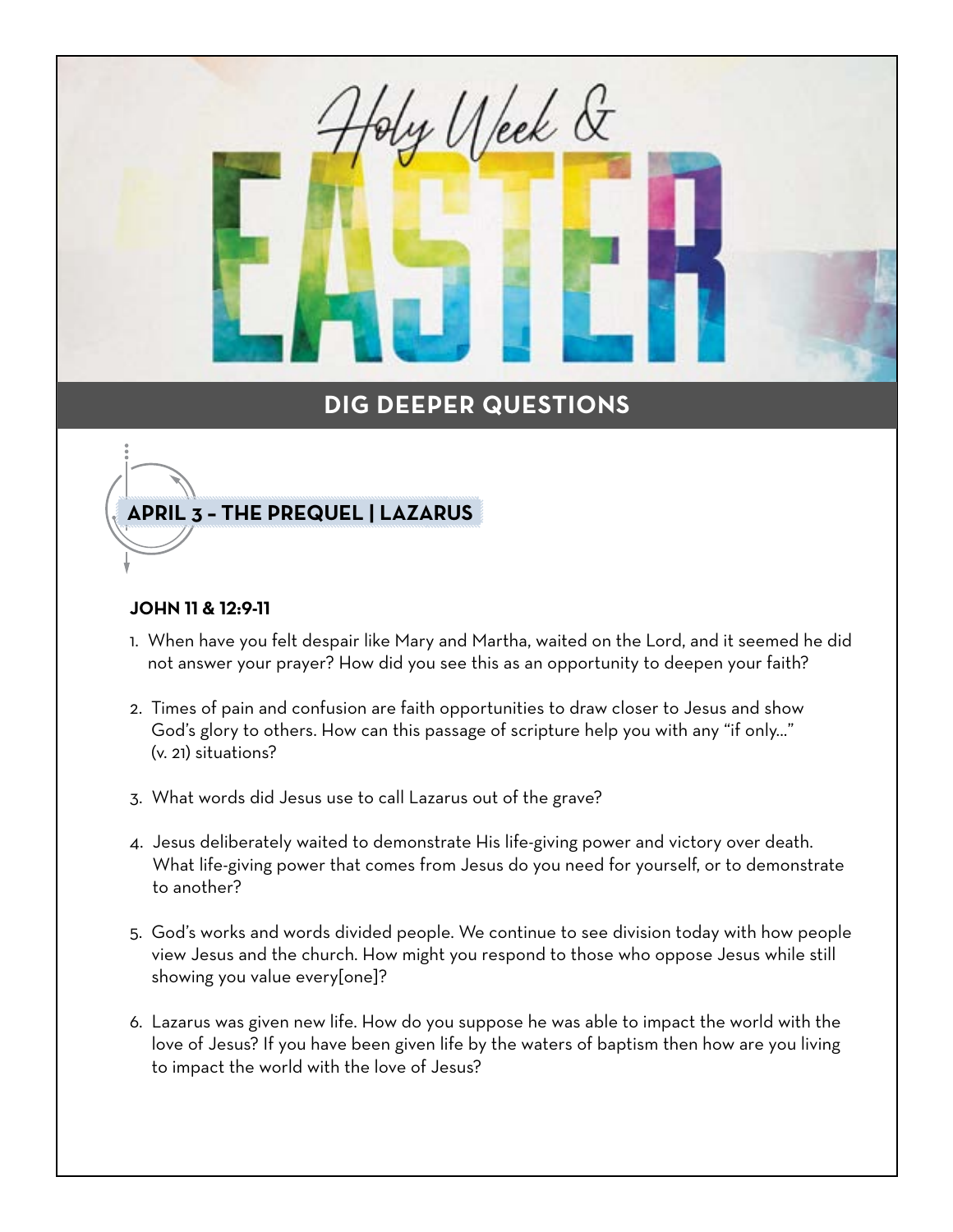# Holy Week & EASTER

## DIG DEEPER QUESTIONS

### APRIL 3 – THE PREQUEL | LAZARUS

**JOHN 11 & 12:9-11**

1. When have you felt despair like Mary and Martha, waited on the Lord, and it seemed he did not answer your prayer? How did you see this as an opportunity to deepen your faith?

2. Times of pain and confusion are faith opportunities to draw closer to Jesus and show God's glory to others. How can this passage of scripture help you with any "if only..." (v. 21) situations?

3. What words did Jesus use to call Lazarus out of the grave?

4. Jesus deliberately waited to demonstrate His life-giving power and victory over death. What life-giving power that comes from Jesus do you need for yourself, or to demonstrate to another?

5. God's works and words divided people. We continue to see division today with how people view Jesus and the church. How might you respond to those who oppose Jesus while still showing you value every[one]?

6. Lazarus was given new life. How do you suppose he was able to impact the world with the love of Jesus? If you have been given life by the waters of baptism then how are you living to impact the world with the love of Jesus?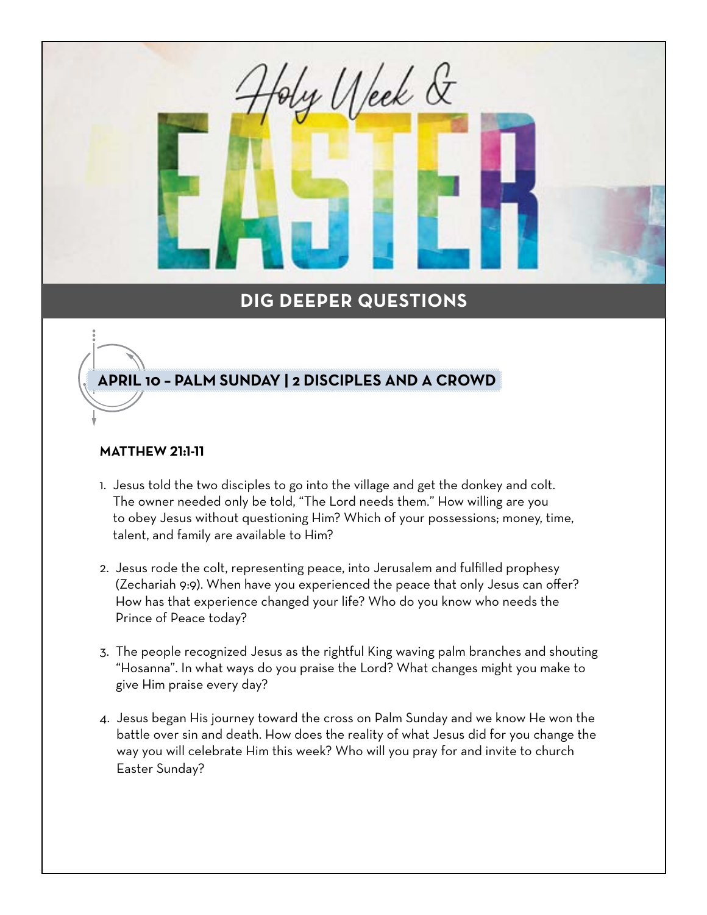# Holy Week & EASTER

## DIG DEEPER QUESTIONS

### APRIL 10 – PALM SUNDAY | 2 DISCIPLES AND A CROWD

**MATTHEW 21:1-11**

1. Jesus told the two disciples to go into the village and get the donkey and colt. The owner needed only be told, "The Lord needs them." How willing are you to obey Jesus without questioning Him? Which of your possessions; money, time, talent, and family are available to Him?

2. Jesus rode the colt, representing peace, into Jerusalem and fulfilled prophesy (Zechariah 9:9). When have you experienced the peace that only Jesus can offer? How has that experience changed your life? Who do you know who needs the Prince of Peace today?

3. The people recognized Jesus as the rightful King waving palm branches and shouting "Hosanna". In what ways do you praise the Lord? What changes might you make to give Him praise every day?

4. Jesus began His journey toward the cross on Palm Sunday and we know He won the battle over sin and death. How does the reality of what Jesus did for you change the way you will celebrate Him this week? Who will you pray for and invite to church Easter Sunday?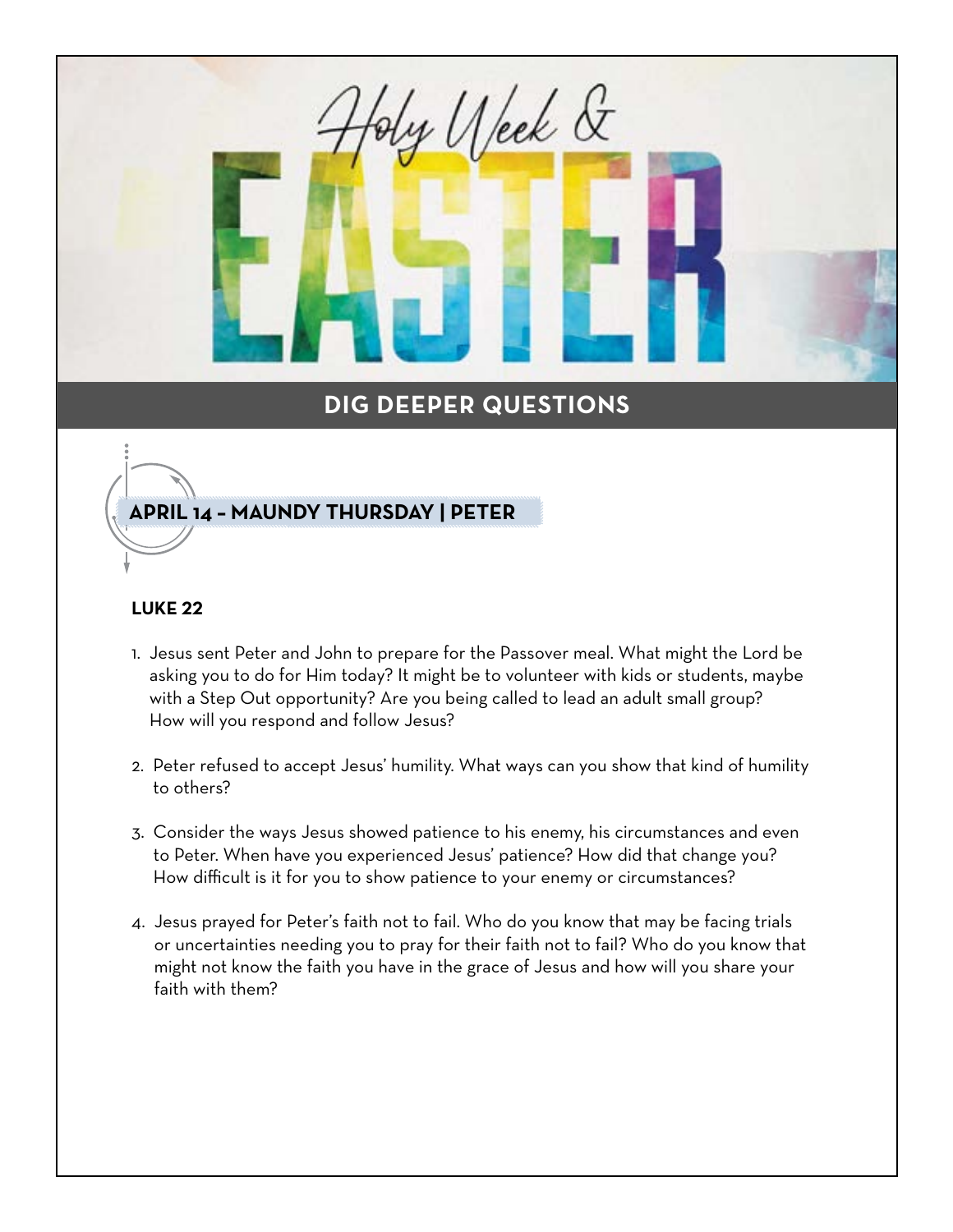# Holy Week & EASTER

## DIG DEEPER QUESTIONS

### APRIL 14 – MAUNDY THURSDAY | PETER

**LUKE 22**

1. Jesus sent Peter and John to prepare for the Passover meal. What might the Lord be asking you to do for Him today? It might be to volunteer with kids or students, maybe with a Step Out opportunity? Are you being called to lead an adult small group? How will you respond and follow Jesus?

2. Peter refused to accept Jesus' humility. What ways can you show that kind of humility to others?

3. Consider the ways Jesus showed patience to his enemy, his circumstances and even to Peter. When have you experienced Jesus' patience? How did that change you? How difficult is it for you to show patience to your enemy or circumstances?

4. Jesus prayed for Peter's faith not to fail. Who do you know that may be facing trials or uncertainties needing you to pray for their faith not to fail? Who do you know that might not know the faith you have in the grace of Jesus and how will you share your faith with them?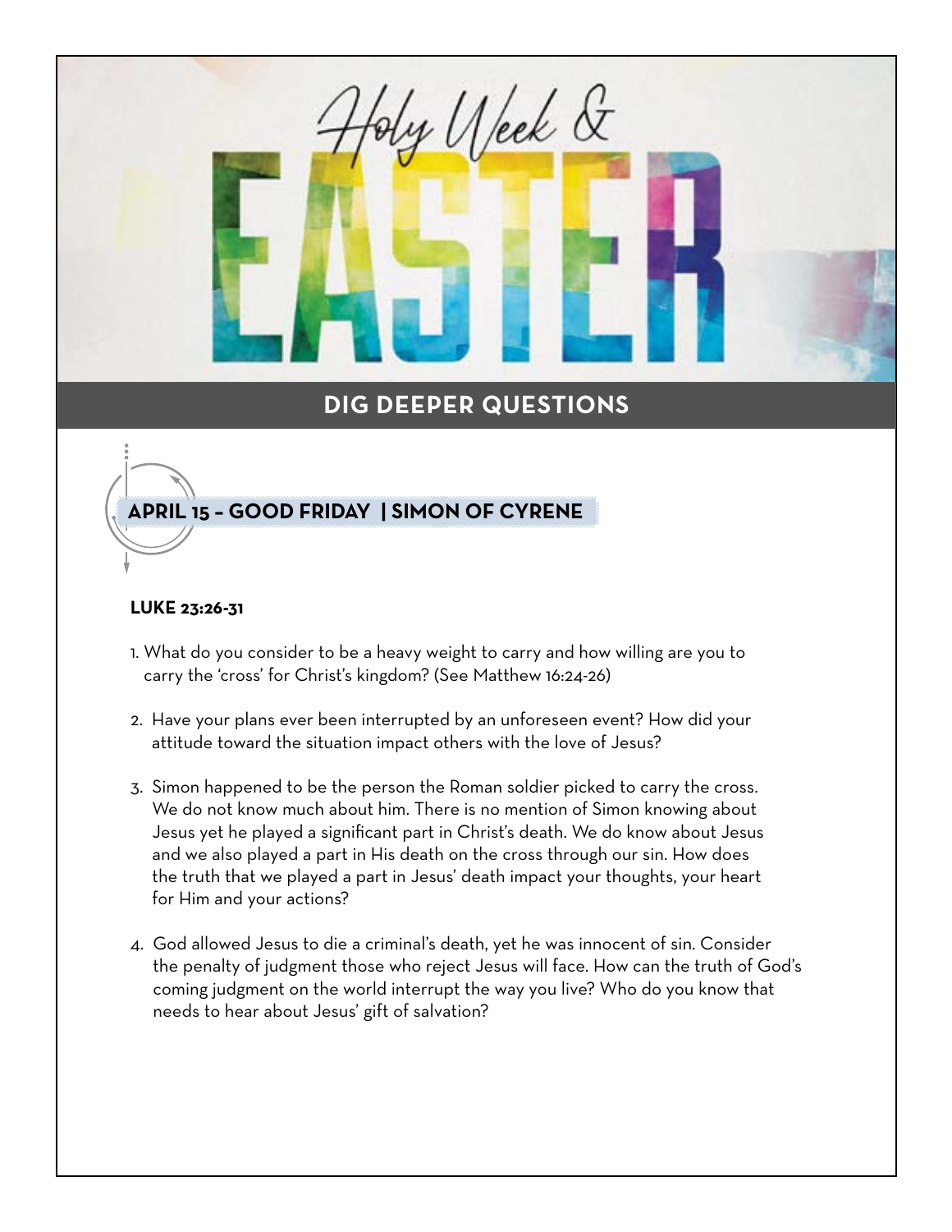# Holy Week & EASTER

## DIG DEEPER QUESTIONS

### APRIL 15 – GOOD FRIDAY | SIMON OF CYRENE

**LUKE 23:26-31**

1. What do you consider to be a heavy weight to carry and how willing are you to carry the 'cross' for Christ's kingdom? (See Matthew 16:24-26)

2. Have your plans ever been interrupted by an unforeseen event? How did your attitude toward the situation impact others with the love of Jesus?

3. Simon happened to be the person the Roman soldier picked to carry the cross. We do not know much about him. There is no mention of Simon knowing about Jesus yet he played a significant part in Christ's death. We do know about Jesus and we also played a part in His death on the cross through our sin. How does the truth that we played a part in Jesus' death impact your thoughts, your heart for Him and your actions?

4. God allowed Jesus to die a criminal's death, yet he was innocent of sin. Consider the penalty of judgment those who reject Jesus will face. How can the truth of God's coming judgment on the world interrupt the way you live? Who do you know that needs to hear about Jesus' gift of salvation?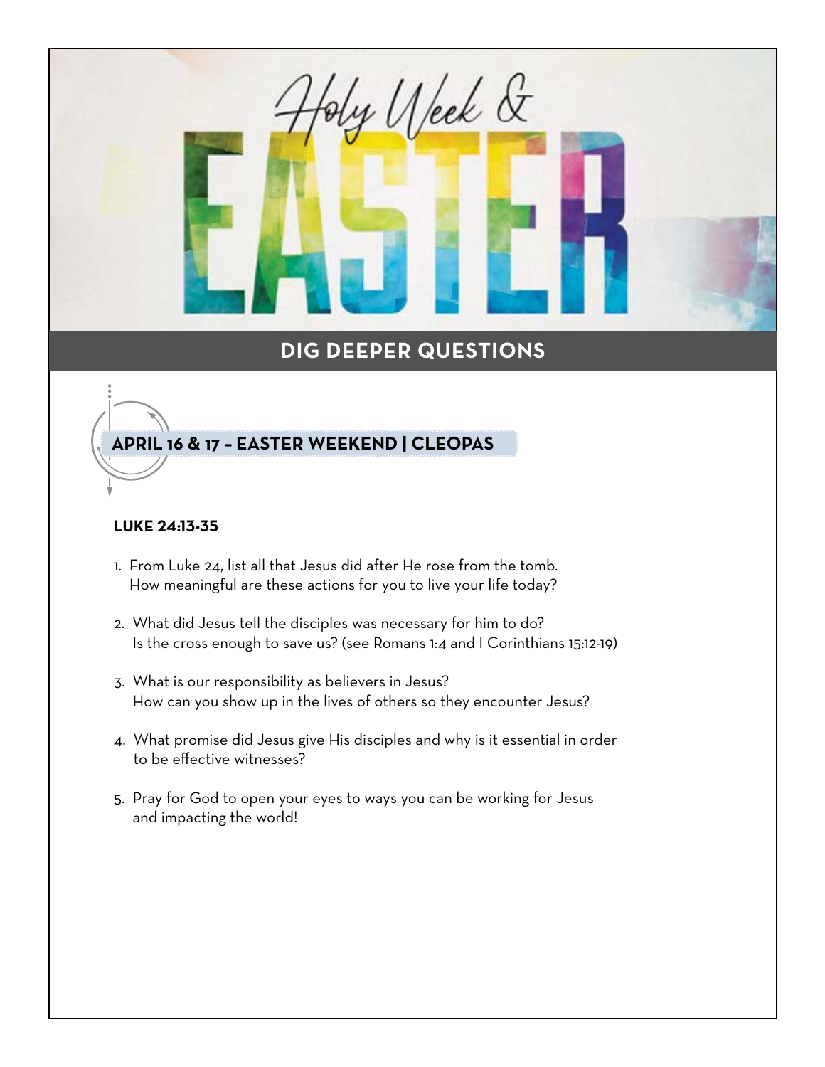# Holy Week & EASTER

## DIG DEEPER QUESTIONS

### APRIL 16 & 17 – EASTER WEEKEND | CLEOPAS

**LUKE 24:13-35**

1. From Luke 24, list all that Jesus did after He rose from the tomb. How meaningful are these actions for you to live your life today?
2. What did Jesus tell the disciples was necessary for him to do? Is the cross enough to save us? (see Romans 1:4 and I Corinthians 15:12-19)
3. What is our responsibility as believers in Jesus? How can you show up in the lives of others so they encounter Jesus?
4. What promise did Jesus give His disciples and why is it essential in order to be effective witnesses?
5. Pray for God to open your eyes to ways you can be working for Jesus and impacting the world!